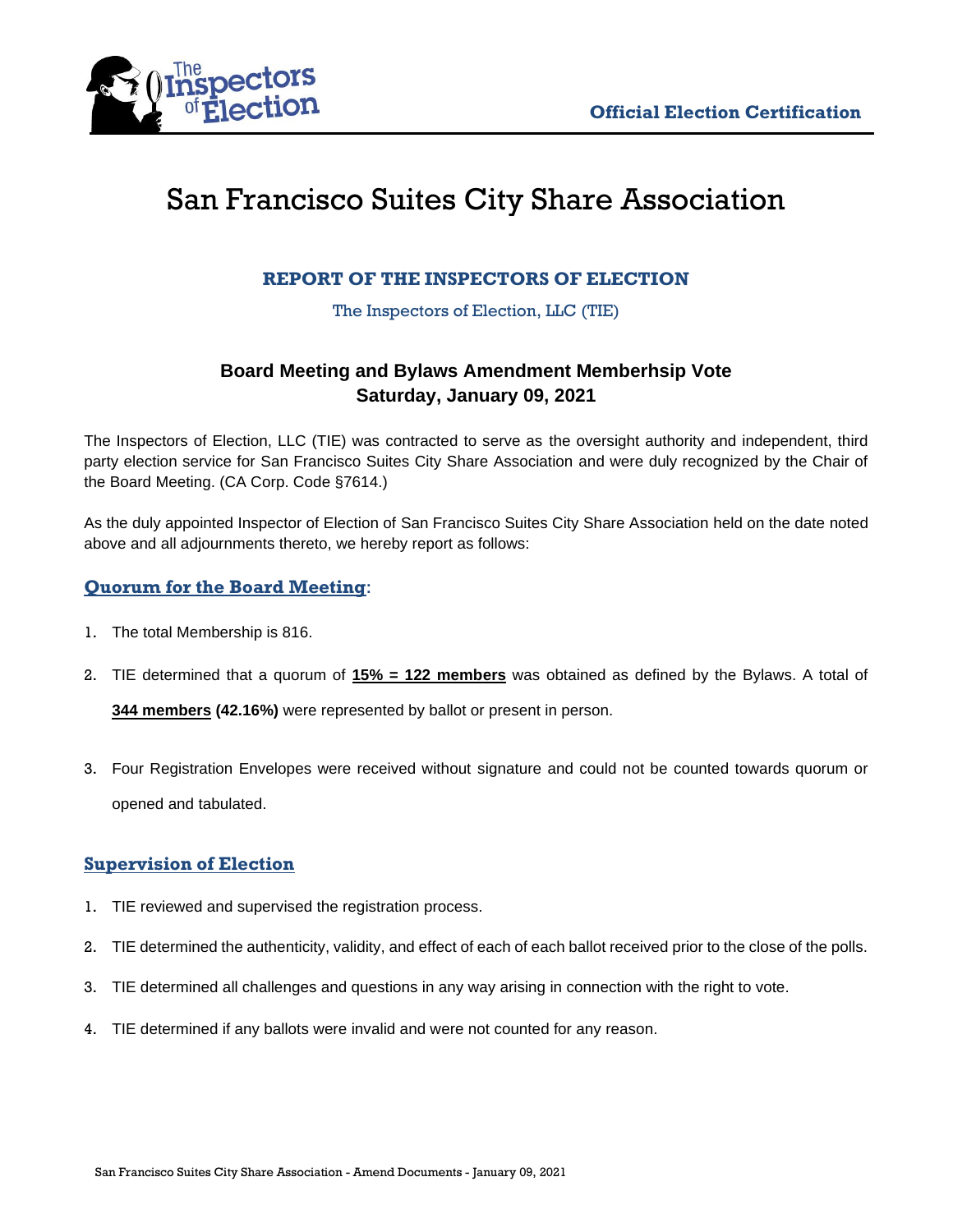Official Election Certification

# San Francisco Suites City Share Association

## REPORT OF THE INSPECTORS OF ELECTION

The Inspectors of Election, LLC (TIE)

### Board Meeting and Bylaws Amendment Memberhsip Vote
### Saturday, January 09, 2021

The Inspectors of Election, LLC (TIE) was contracted to serve as the oversight authority and independent, third party election service for San Francisco Suites City Share Association and were duly recognized by the Chair of the Board Meeting. (CA Corp. Code §7614.)

As the duly appointed Inspector of Election of San Francisco Suites City Share Association held on the date noted above and all adjournments thereto, we hereby report as follows:

## Quorum for the Board Meeting:

1. The total Membership is 816.
2. TIE determined that a quorum of **15% = 122 members** was obtained as defined by the Bylaws. A total of **344 members (42.16%)** were represented by ballot or present in person.
3. Four Registration Envelopes were received without signature and could not be counted towards quorum or opened and tabulated.

## Supervision of Election

1. TIE reviewed and supervised the registration process.
2. TIE determined the authenticity, validity, and effect of each of each ballot received prior to the close of the polls.
3. TIE determined all challenges and questions in any way arising in connection with the right to vote.
4. TIE determined if any ballots were invalid and were not counted for any reason.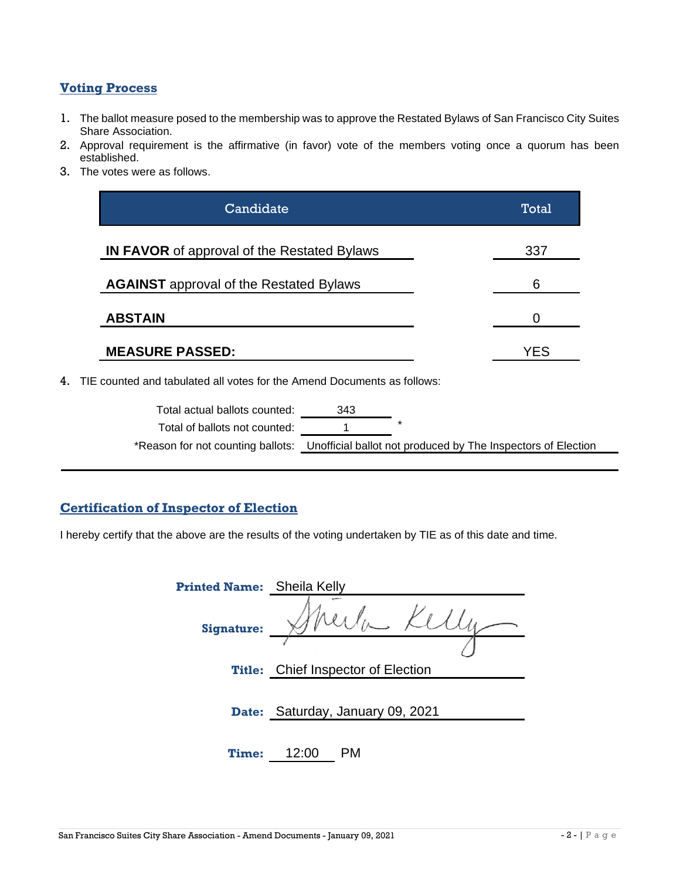## Voting Process

1. The ballot measure posed to the membership was to approve the Restated Bylaws of San Francisco City Suites Share Association.
2. Approval requirement is the affirmative (in favor) vote of the members voting once a quorum has been established.
3. The votes were as follows.

| Candidate | Total |
| --- | --- |
| **IN FAVOR** of approval of the Restated Bylaws | 337 |
| **AGAINST** approval of the Restated Bylaws | 6 |
| **ABSTAIN** | 0 |
| **MEASURE PASSED:** | YES |

4. TIE counted and tabulated all votes for the Amend Documents as follows:

Total actual ballots counted: 343

Total of ballots not counted: 1 *

*Reason for not counting ballots: Unofficial ballot not produced by The Inspectors of Election

## Certification of Inspector of Election

I hereby certify that the above are the results of the voting undertaken by TIE as of this date and time.

**Printed Name:** Sheila Kelly

**Signature:** Sheila Kelly

**Title:** Chief Inspector of Election

**Date:** Saturday, January 09, 2021

**Time:** 12:00 PM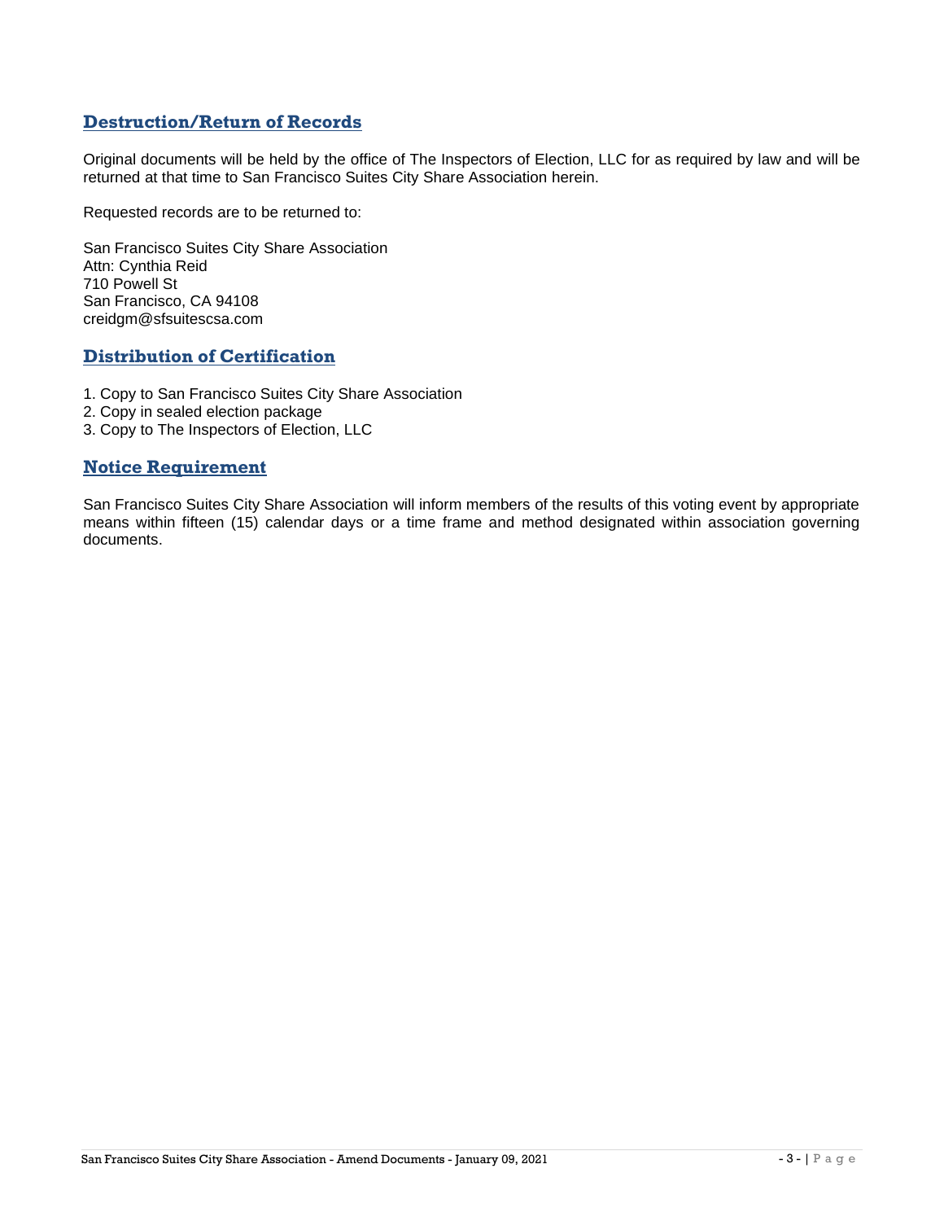## Destruction/Return of Records

Original documents will be held by the office of The Inspectors of Election, LLC for as required by law and will be returned at that time to San Francisco Suites City Share Association herein.

Requested records are to be returned to:

San Francisco Suites City Share Association
Attn: Cynthia Reid
710 Powell St
San Francisco, CA 94108
creidgm@sfsuitescsa.com

## Distribution of Certification

1. Copy to San Francisco Suites City Share Association
2. Copy in sealed election package
3. Copy to The Inspectors of Election, LLC

## Notice Requirement

San Francisco Suites City Share Association will inform members of the results of this voting event by appropriate means within fifteen (15) calendar days or a time frame and method designated within association governing documents.